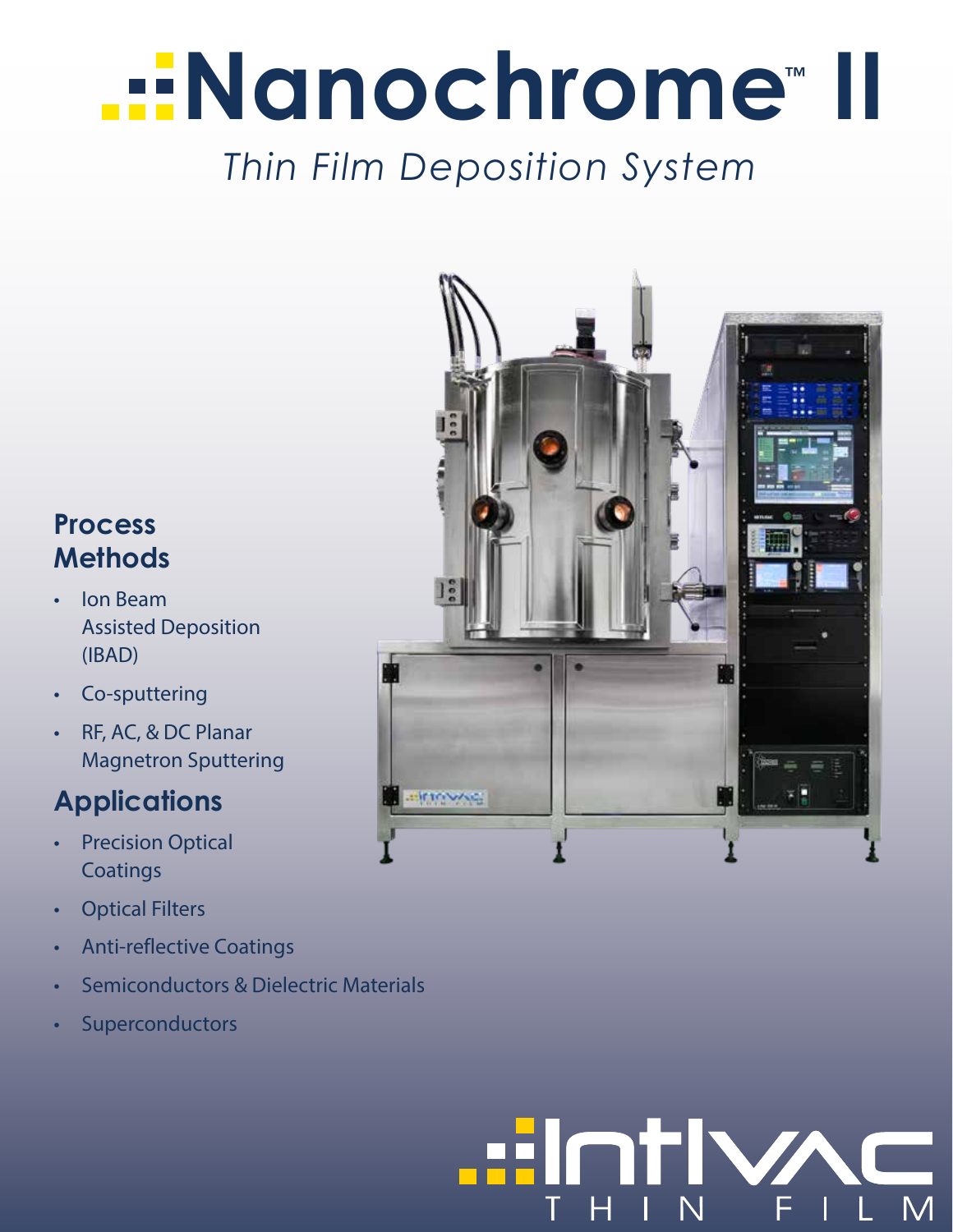# Nanochrome™ II

*Thin Film Deposition System*

## Process Methods

- Ion Beam Assisted Deposition (IBAD)
- Co-sputtering
- RF, AC, & DC Planar Magnetron Sputtering

## Applications

- Precision Optical Coatings
- Optical Filters
- Anti-reflective Coatings
- Semiconductors & Dielectric Materials
- Superconductors

IntlVAC THIN FILM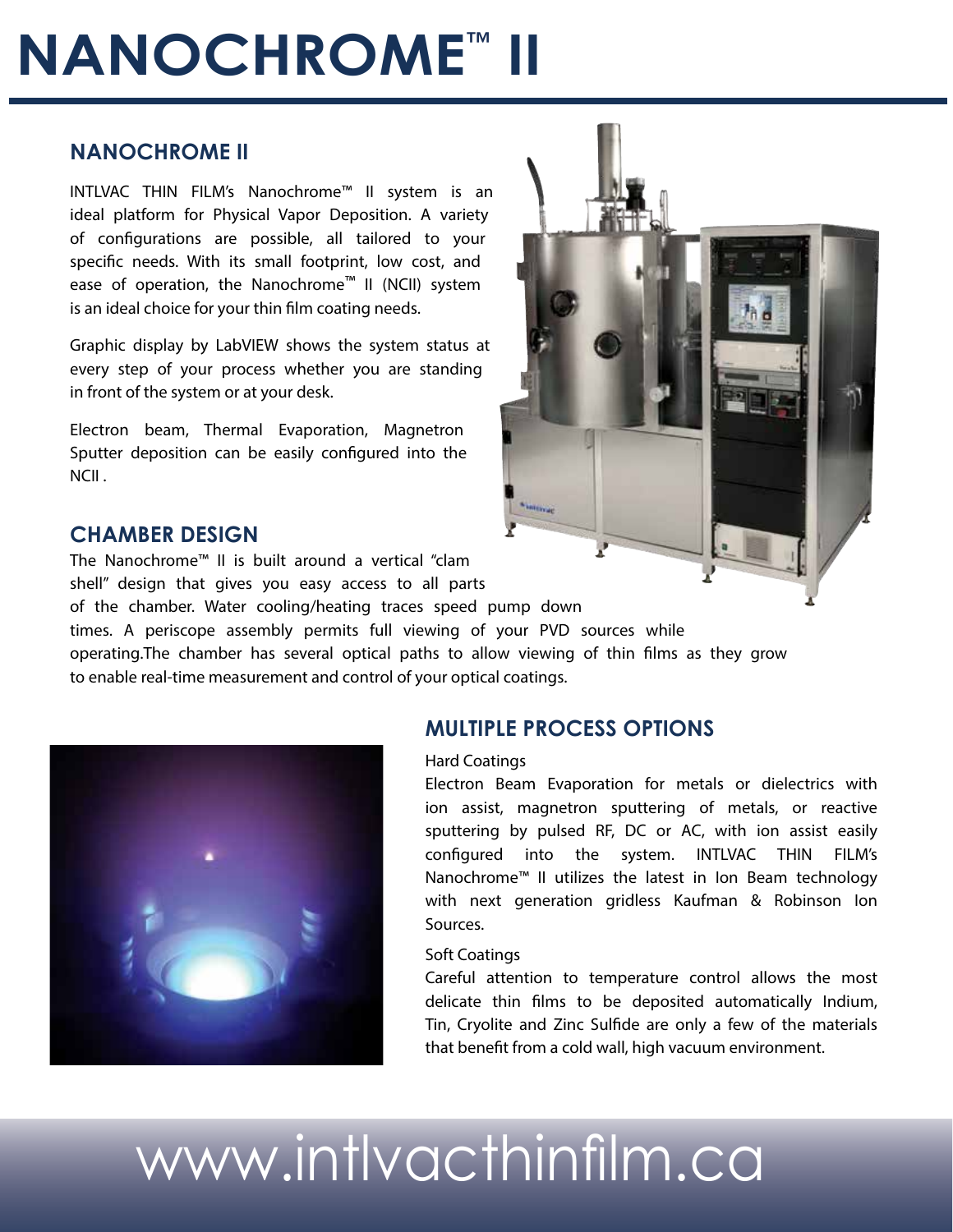# NANOCHROME™ II

## NANOCHROME II

INTLVAC THIN FILM's Nanochrome™ II system is an ideal platform for Physical Vapor Deposition. A variety of configurations are possible, all tailored to your specific needs. With its small footprint, low cost, and ease of operation, the Nanochrome™ II (NCII) system is an ideal choice for your thin film coating needs.

Graphic display by LabVIEW shows the system status at every step of your process whether you are standing in front of the system or at your desk.

Electron beam, Thermal Evaporation, Magnetron Sputter deposition can be easily configured into the NCII .

## CHAMBER DESIGN

The Nanochrome™ II is built around a vertical "clam shell" design that gives you easy access to all parts of the chamber. Water cooling/heating traces speed pump down times. A periscope assembly permits full viewing of your PVD sources while operating.The chamber has several optical paths to allow viewing of thin films as they grow to enable real-time measurement and control of your optical coatings.

## MULTIPLE PROCESS OPTIONS

Hard Coatings

Electron Beam Evaporation for metals or dielectrics with ion assist, magnetron sputtering of metals, or reactive sputtering by pulsed RF, DC or AC, with ion assist easily configured into the system. INTLVAC THIN FILM's Nanochrome™ II utilizes the latest in Ion Beam technology with next generation gridless Kaufman & Robinson Ion Sources.

Soft Coatings

Careful attention to temperature control allows the most delicate thin films to be deposited automatically Indium, Tin, Cryolite and Zinc Sulfide are only a few of the materials that benefit from a cold wall, high vacuum environment.

www.intlvacthinfilm.ca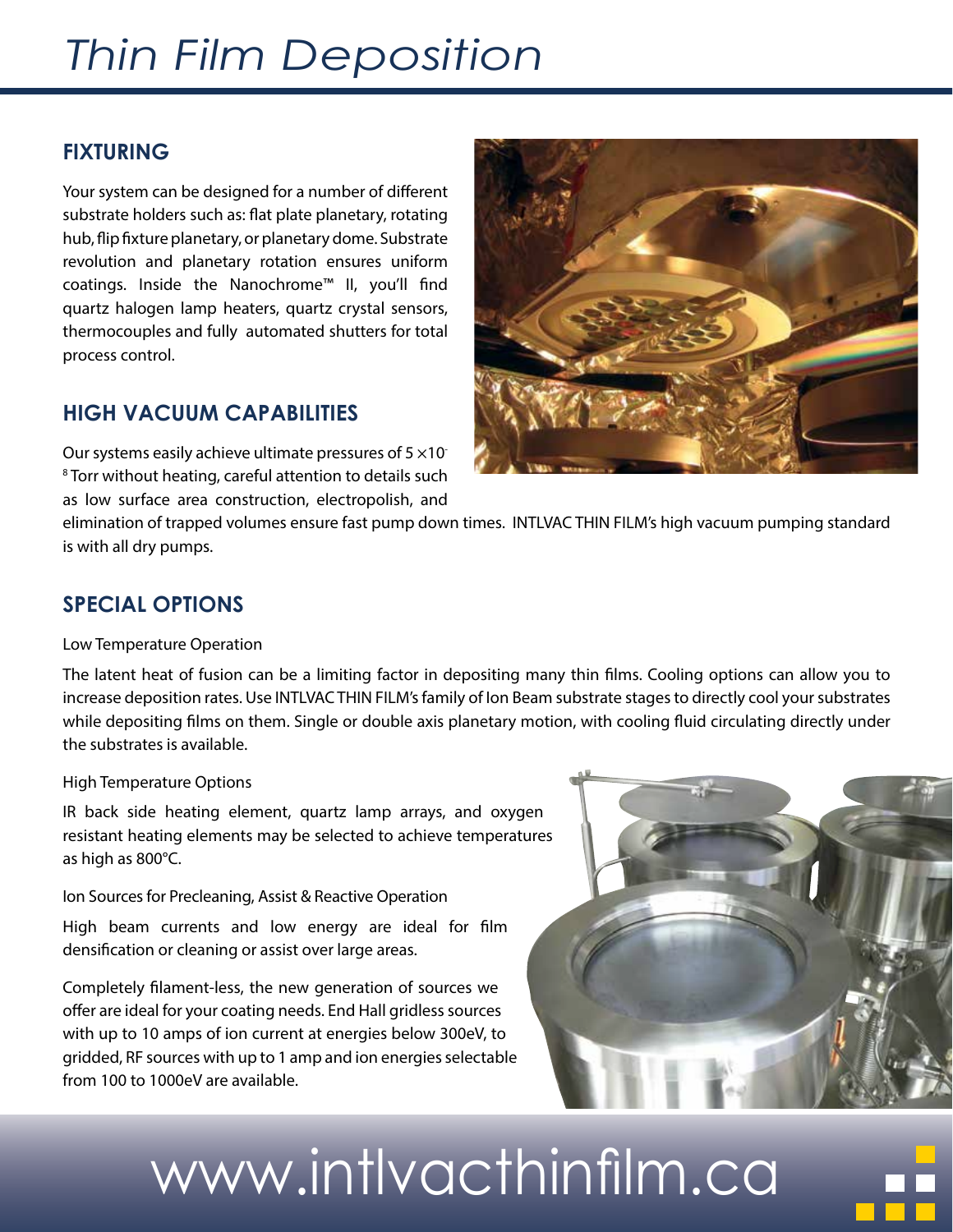# Thin Film Deposition

## FIXTURING

Your system can be designed for a number of different substrate holders such as: flat plate planetary, rotating hub, flip fixture planetary, or planetary dome. Substrate revolution and planetary rotation ensures uniform coatings. Inside the Nanochrome™ II, you'll find quartz halogen lamp heaters, quartz crystal sensors, thermocouples and fully automated shutters for total process control.

## HIGH VACUUM CAPABILITIES

Our systems easily achieve ultimate pressures of $5 \times 10^{-8}$ Torr without heating, careful attention to details such as low surface area construction, electropolish, and elimination of trapped volumes ensure fast pump down times. INTLVAC THIN FILM's high vacuum pumping standard is with all dry pumps.

## SPECIAL OPTIONS

Low Temperature Operation

The latent heat of fusion can be a limiting factor in depositing many thin films. Cooling options can allow you to increase deposition rates. Use INTLVAC THIN FILM's family of Ion Beam substrate stages to directly cool your substrates while depositing films on them. Single or double axis planetary motion, with cooling fluid circulating directly under the substrates is available.

High Temperature Options

IR back side heating element, quartz lamp arrays, and oxygen resistant heating elements may be selected to achieve temperatures as high as 800°C.

Ion Sources for Precleaning, Assist & Reactive Operation

High beam currents and low energy are ideal for film densification or cleaning or assist over large areas.

Completely filament-less, the new generation of sources we offer are ideal for your coating needs. End Hall gridless sources with up to 10 amps of ion current at energies below 300eV, to gridded, RF sources with up to 1 amp and ion energies selectable from 100 to 1000eV are available.

www.intlvacthinfilm.ca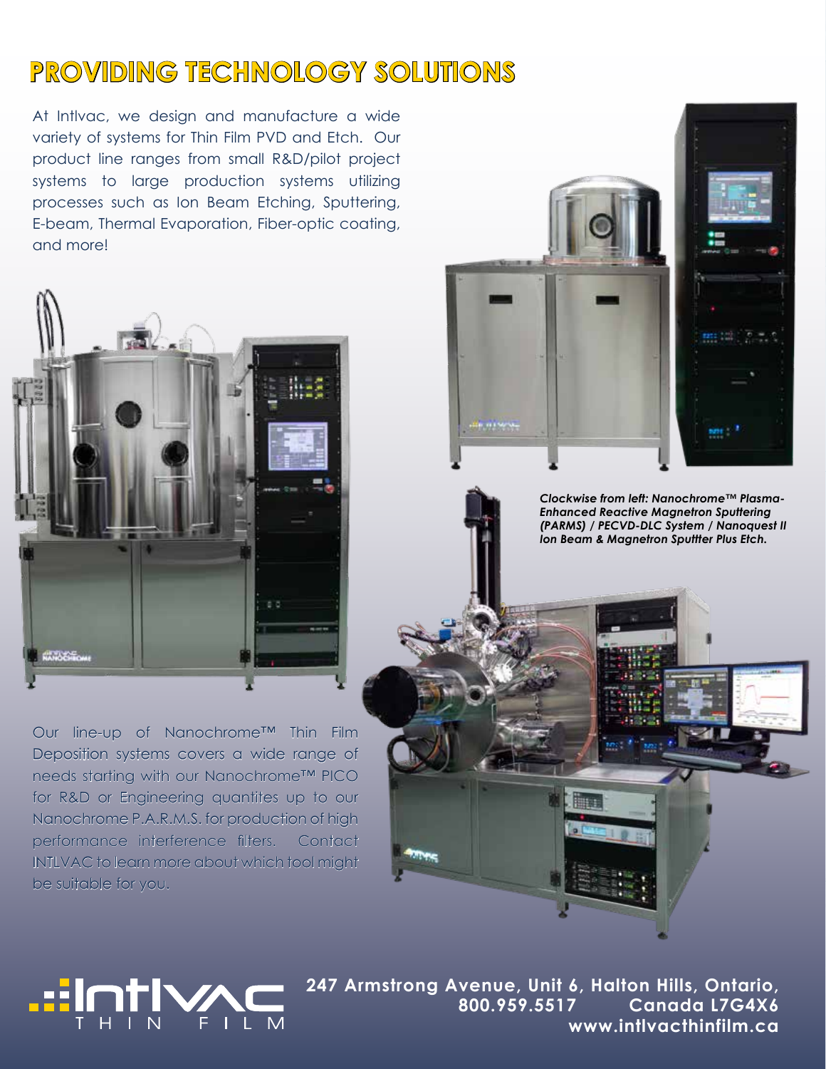# PROVIDING TECHNOLOGY SOLUTIONS

At Intlvac, we design and manufacture a wide variety of systems for Thin Film PVD and Etch. Our product line ranges from small R&D/pilot project systems to large production systems utilizing processes such as Ion Beam Etching, Sputtering, E-beam, Thermal Evaporation, Fiber-optic coating, and more!

***Clockwise from left: Nanochrome™ Plasma-Enhanced Reactive Magnetron Sputtering (PARMS) / PECVD-DLC System / Nanoquest II Ion Beam & Magnetron Sputtter Plus Etch.***

Our line-up of Nanochrome™ Thin Film Deposition systems covers a wide range of needs starting with our Nanochrome™ PICO for R&D or Engineering quantites up to our Nanochrome P.A.R.M.S. for production of high performance interference filters. Contact INTLVAC to learn more about which tool might be suitable for you.

Intlvac THIN FILM

**247 Armstrong Avenue, Unit 6, Halton Hills, Ontario,**
**800.959.5517 Canada L7G4X6**
**www.intlvacthinfilm.ca**